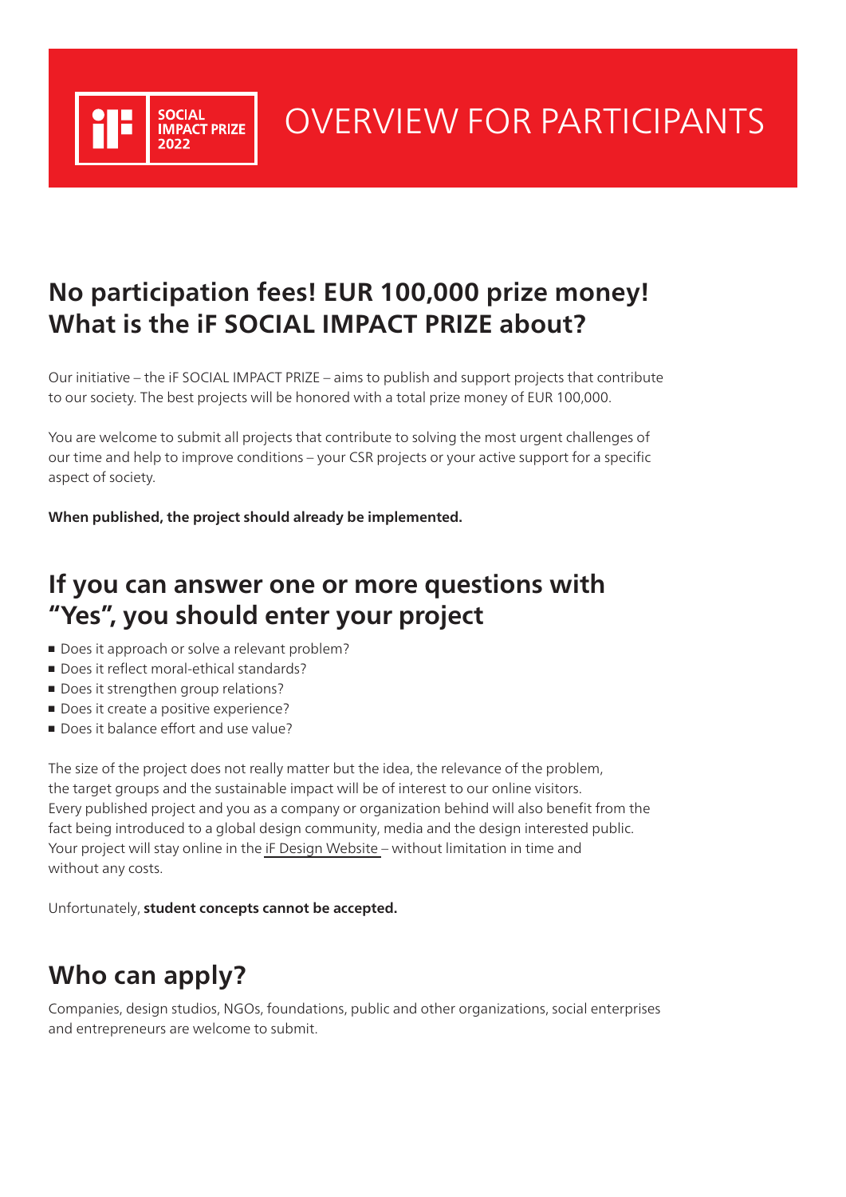SOCIAL IMPACT PRIZE 2022

# OVERVIEW FOR PARTICIPANTS

## No participation fees! EUR 100,000 prize money! What is the iF SOCIAL IMPACT PRIZE about?

Our initiative – the iF SOCIAL IMPACT PRIZE – aims to publish and support projects that contribute to our society. The best projects will be honored with a total prize money of EUR 100,000.

You are welcome to submit all projects that contribute to solving the most urgent challenges of our time and help to improve conditions – your CSR projects or your active support for a specific aspect of society.

**When published, the project should already be implemented.**

## If you can answer one or more questions with "Yes", you should enter your project

- Does it approach or solve a relevant problem?
- Does it reflect moral-ethical standards?
- Does it strengthen group relations?
- Does it create a positive experience?
- Does it balance effort and use value?

The size of the project does not really matter but the idea, the relevance of the problem, the target groups and the sustainable impact will be of interest to our online visitors. Every published project and you as a company or organization behind will also benefit from the fact being introduced to a global design community, media and the design interested public. Your project will stay online in the iF Design Website – without limitation in time and without any costs.

Unfortunately, **student concepts cannot be accepted.**

## Who can apply?

Companies, design studios, NGOs, foundations, public and other organizations, social enterprises and entrepreneurs are welcome to submit.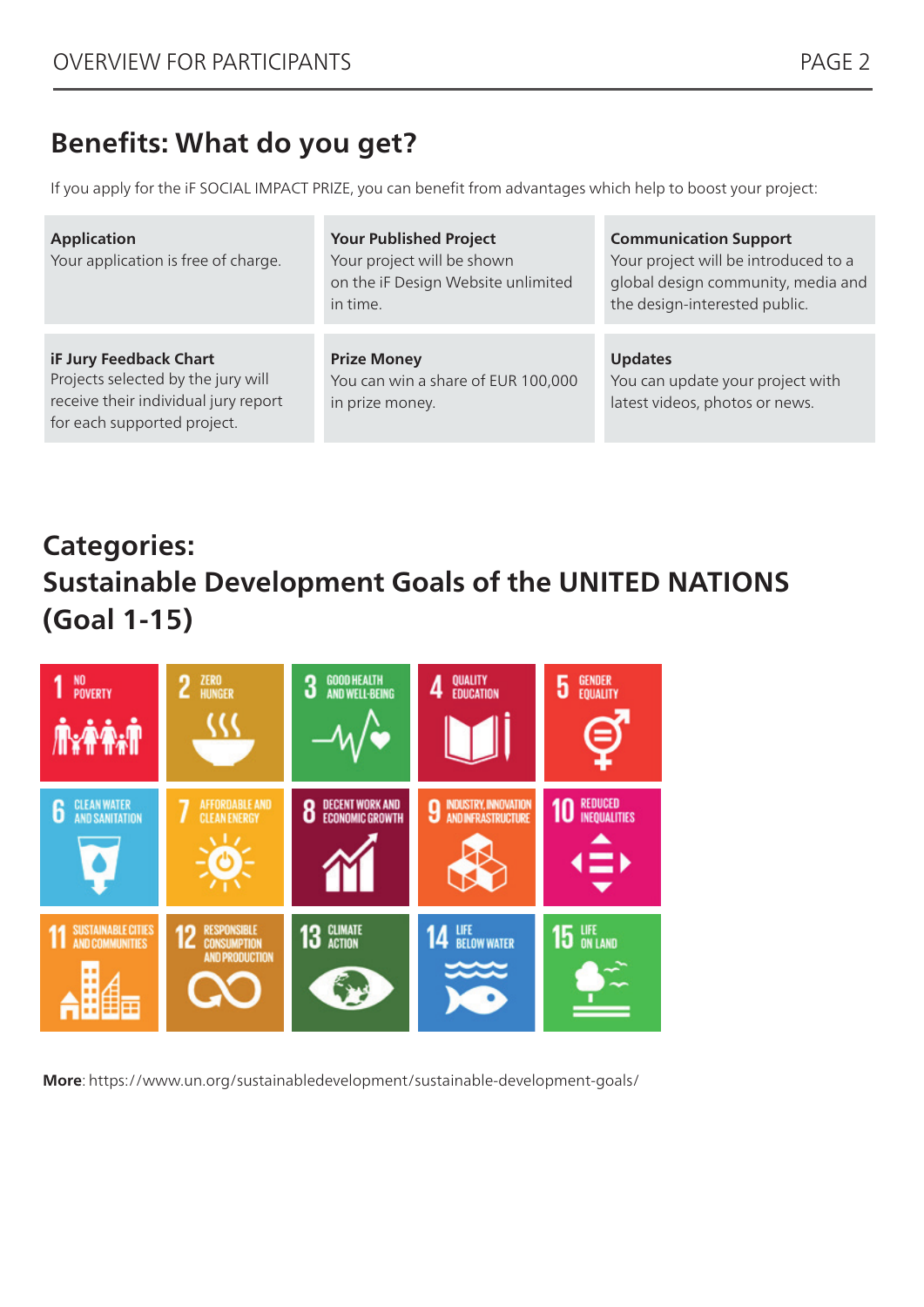## Benefits: What do you get?

If you apply for the iF SOCIAL IMPACT PRIZE, you can benefit from advantages which help to boost your project:

**Application**
Your application is free of charge.

**Your Published Project**
Your project will be shown on the iF Design Website unlimited in time.

**Communication Support**
Your project will be introduced to a global design community, media and the design-interested public.

**iF Jury Feedback Chart**
Projects selected by the jury will receive their individual jury report for each supported project.

**Prize Money**
You can win a share of EUR 100,000 in prize money.

**Updates**
You can update your project with latest videos, photos or news.

## Categories: Sustainable Development Goals of the UNITED NATIONS (Goal 1-15)

1. NO POVERTY
2. ZERO HUNGER
3. GOOD HEALTH AND WELL-BEING
4. QUALITY EDUCATION
5. GENDER EQUALITY
6. CLEAN WATER AND SANITATION
7. AFFORDABLE AND CLEAN ENERGY
8. DECENT WORK AND ECONOMIC GROWTH
9. INDUSTRY, INNOVATION AND INFRASTRUCTURE
10. REDUCED INEQUALITIES
11. SUSTAINABLE CITIES AND COMMUNITIES
12. RESPONSIBLE CONSUMPTION AND PRODUCTION
13. CLIMATE ACTION
14. LIFE BELOW WATER
15. LIFE ON LAND

**More**: https://www.un.org/sustainabledevelopment/sustainable-development-goals/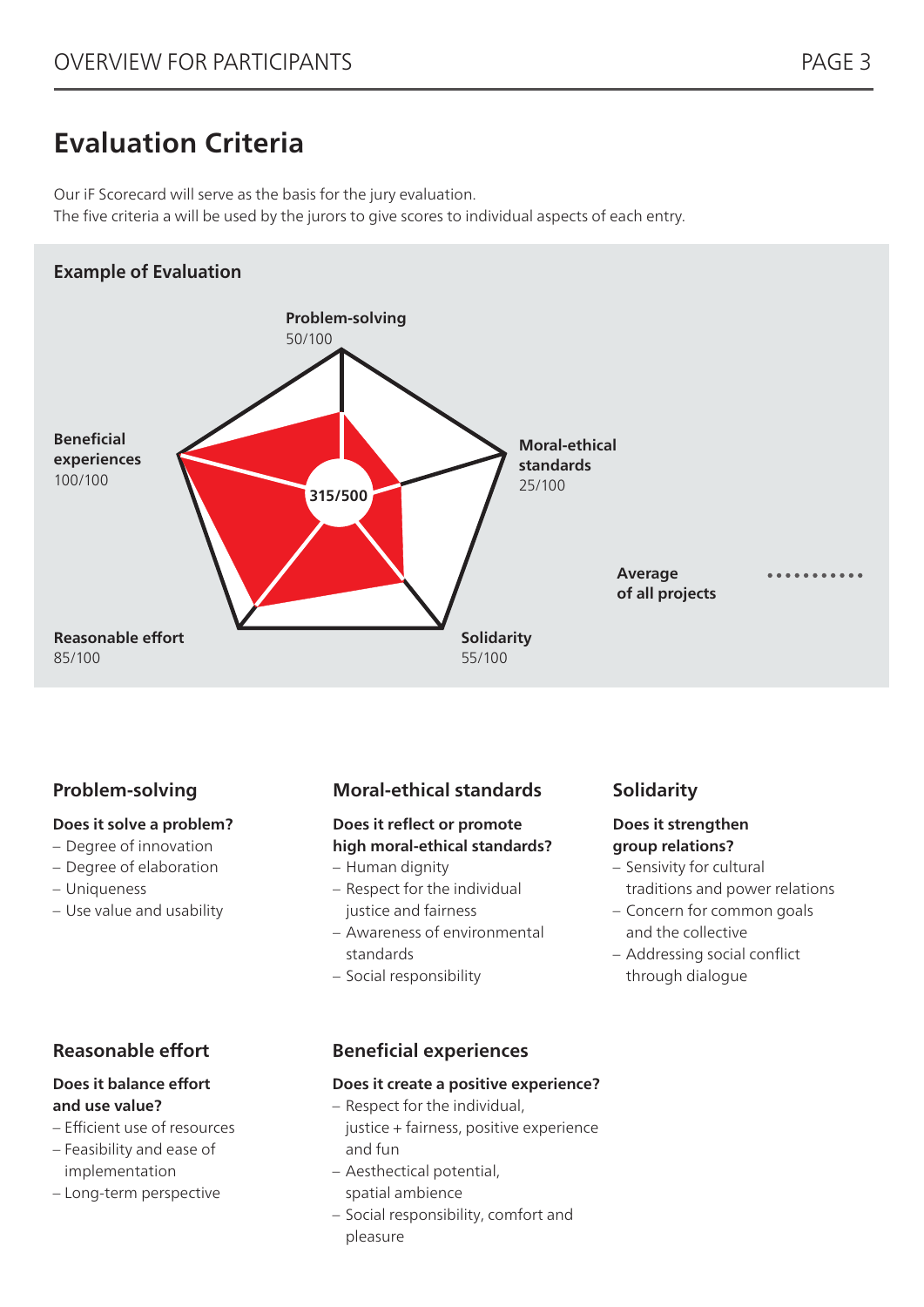# Evaluation Criteria

Our iF Scorecard will serve as the basis for the jury evaluation.
The five criteria a will be used by the jurors to give scores to individual aspects of each entry.

### Example of Evaluation

**Problem-solving**
50/100

**Moral-ethical standards**
25/100

**Solidarity**
55/100

**Reasonable effort**
85/100

**Beneficial experiences**
100/100

**315/500**

**Average of all projects**

## Problem-solving

**Does it solve a problem?**

- Degree of innovation
- Degree of elaboration
- Uniqueness
- Use value and usability

## Moral-ethical standards

**Does it reflect or promote high moral-ethical standards?**

- Human dignity
- Respect for the individual justice and fairness
- Awareness of environmental standards
- Social responsibility

## Solidarity

**Does it strengthen group relations?**

- Sensivity for cultural traditions and power relations
- Concern for common goals and the collective
- Addressing social conflict through dialogue

## Reasonable effort

**Does it balance effort and use value?**

- Efficient use of resources
- Feasibility and ease of implementation
- Long-term perspective

## Beneficial experiences

**Does it create a positive experience?**

- Respect for the individual, justice + fairness, positive experience and fun
- Aesthectical potential, spatial ambience
- Social responsibility, comfort and pleasure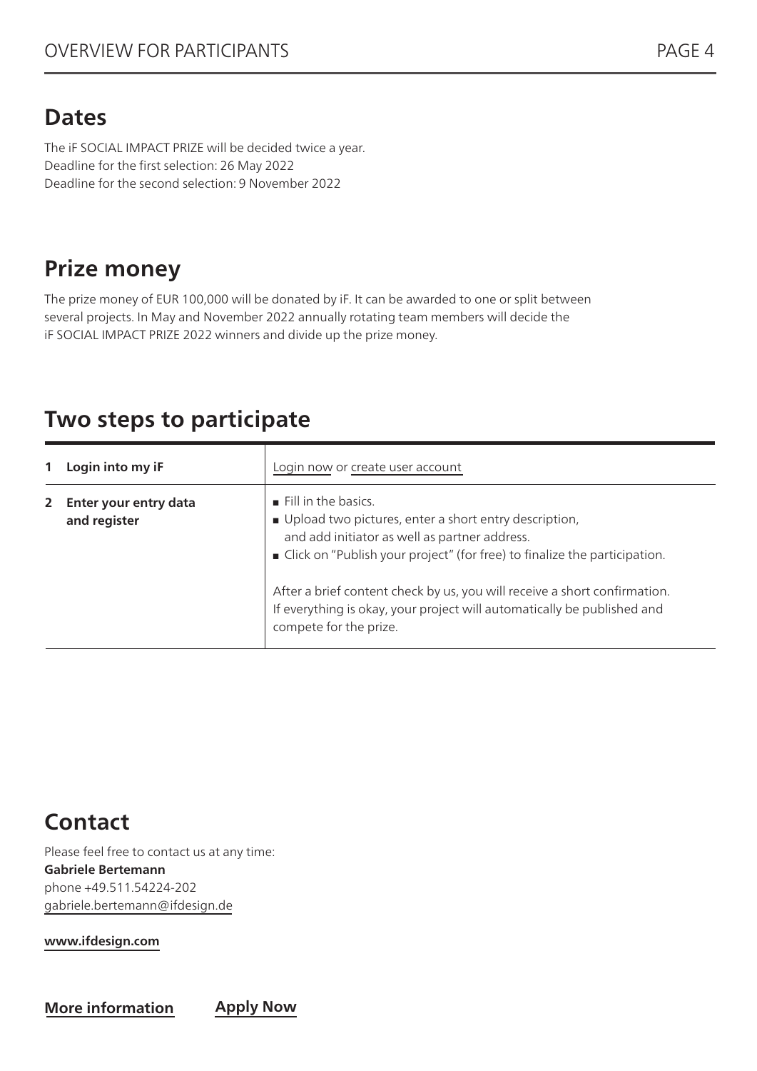## Dates

The iF SOCIAL IMPACT PRIZE will be decided twice a year.
Deadline for the first selection: 26 May 2022
Deadline for the second selection: 9 November 2022

## Prize money

The prize money of EUR 100,000 will be donated by iF. It can be awarded to one or split between several projects. In May and November 2022 annually rotating team members will decide the iF SOCIAL IMPACT PRIZE 2022 winners and divide up the prize money.

## Two steps to participate

| | |
|---|---|
| **1 Login into my iF** | Login now or create user account |
| **2 Enter your entry data and register** | ■ Fill in the basics.<br>■ Upload two pictures, enter a short entry description, and add initiator as well as partner address.<br>■ Click on "Publish your project" (for free) to finalize the participation.<br><br>After a brief content check by us, you will receive a short confirmation. If everything is okay, your project will automatically be published and compete for the prize. |

## Contact

Please feel free to contact us at any time:
**Gabriele Bertemann**
phone +49.511.54224-202
gabriele.bertemann@ifdesign.de

**www.ifdesign.com**

**More information** **Apply Now**